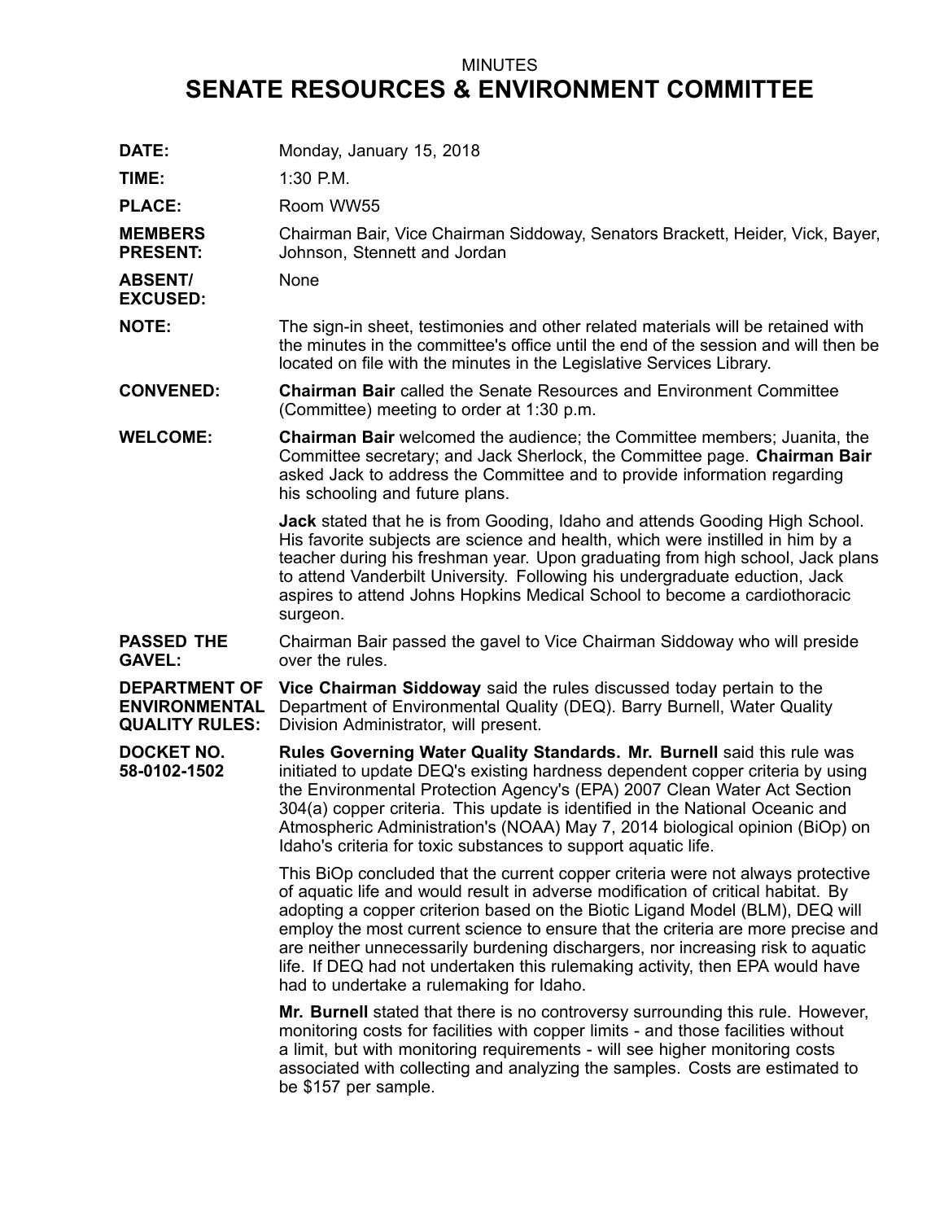MINUTES

# SENATE RESOURCES & ENVIRONMENT COMMITTEE

**DATE:** Monday, January 15, 2018

**TIME:** 1:30 P.M.

**PLACE:** Room WW55

**MEMBERS PRESENT:** Chairman Bair, Vice Chairman Siddoway, Senators Brackett, Heider, Vick, Bayer, Johnson, Stennett and Jordan

**ABSENT/ EXCUSED:** None

**NOTE:** The sign-in sheet, testimonies and other related materials will be retained with the minutes in the committee's office until the end of the session and will then be located on file with the minutes in the Legislative Services Library.

**CONVENED:** **Chairman Bair** called the Senate Resources and Environment Committee (Committee) meeting to order at 1:30 p.m.

**WELCOME:** **Chairman Bair** welcomed the audience; the Committee members; Juanita, the Committee secretary; and Jack Sherlock, the Committee page. **Chairman Bair** asked Jack to address the Committee and to provide information regarding his schooling and future plans.

**Jack** stated that he is from Gooding, Idaho and attends Gooding High School. His favorite subjects are science and health, which were instilled in him by a teacher during his freshman year. Upon graduating from high school, Jack plans to attend Vanderbilt University. Following his undergraduate eduction, Jack aspires to attend Johns Hopkins Medical School to become a cardiothoracic surgeon.

**PASSED THE GAVEL:** Chairman Bair passed the gavel to Vice Chairman Siddoway who will preside over the rules.

**DEPARTMENT OF ENVIRONMENTAL QUALITY RULES:** **Vice Chairman Siddoway** said the rules discussed today pertain to the Department of Environmental Quality (DEQ). Barry Burnell, Water Quality Division Administrator, will present.

**DOCKET NO. 58-0102-1502** **Rules Governing Water Quality Standards. Mr. Burnell** said this rule was initiated to update DEQ's existing hardness dependent copper criteria by using the Environmental Protection Agency's (EPA) 2007 Clean Water Act Section 304(a) copper criteria. This update is identified in the National Oceanic and Atmospheric Administration's (NOAA) May 7, 2014 biological opinion (BiOp) on Idaho's criteria for toxic substances to support aquatic life.

This BiOp concluded that the current copper criteria were not always protective of aquatic life and would result in adverse modification of critical habitat. By adopting a copper criterion based on the Biotic Ligand Model (BLM), DEQ will employ the most current science to ensure that the criteria are more precise and are neither unnecessarily burdening dischargers, nor increasing risk to aquatic life. If DEQ had not undertaken this rulemaking activity, then EPA would have had to undertake a rulemaking for Idaho.

**Mr. Burnell** stated that there is no controversy surrounding this rule. However, monitoring costs for facilities with copper limits - and those facilities without a limit, but with monitoring requirements - will see higher monitoring costs associated with collecting and analyzing the samples. Costs are estimated to be $157 per sample.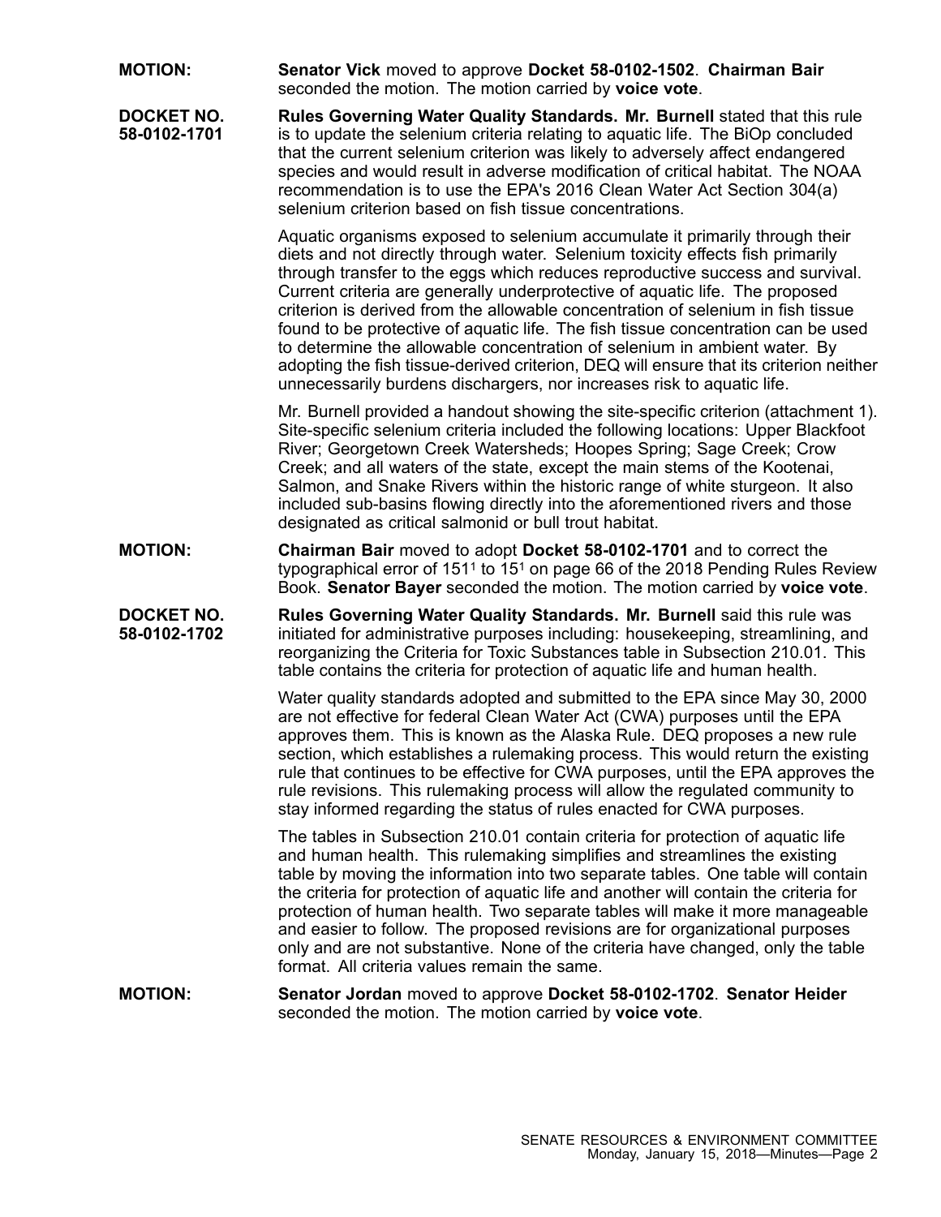**MOTION:** **Senator Vick** moved to approve **Docket 58-0102-1502**. **Chairman Bair** seconded the motion. The motion carried by **voice vote**.

**DOCKET NO. 58-0102-1701**

**Rules Governing Water Quality Standards. Mr. Burnell** stated that this rule is to update the selenium criteria relating to aquatic life. The BiOp concluded that the current selenium criterion was likely to adversely affect endangered species and would result in adverse modification of critical habitat. The NOAA recommendation is to use the EPA's 2016 Clean Water Act Section 304(a) selenium criterion based on fish tissue concentrations.

Aquatic organisms exposed to selenium accumulate it primarily through their diets and not directly through water. Selenium toxicity effects fish primarily through transfer to the eggs which reduces reproductive success and survival. Current criteria are generally underprotective of aquatic life. The proposed criterion is derived from the allowable concentration of selenium in fish tissue found to be protective of aquatic life. The fish tissue concentration can be used to determine the allowable concentration of selenium in ambient water. By adopting the fish tissue-derived criterion, DEQ will ensure that its criterion neither unnecessarily burdens dischargers, nor increases risk to aquatic life.

Mr. Burnell provided a handout showing the site-specific criterion (attachment 1). Site-specific selenium criteria included the following locations: Upper Blackfoot River; Georgetown Creek Watersheds; Hoopes Spring; Sage Creek; Crow Creek; and all waters of the state, except the main stems of the Kootenai, Salmon, and Snake Rivers within the historic range of white sturgeon. It also included sub-basins flowing directly into the aforementioned rivers and those designated as critical salmonid or bull trout habitat.

**MOTION:** **Chairman Bair** moved to adopt **Docket 58-0102-1701** and to correct the typographical error of 151[1] to 15[1] on page 66 of the 2018 Pending Rules Review Book. **Senator Bayer** seconded the motion. The motion carried by **voice vote**.

**DOCKET NO. 58-0102-1702**

**Rules Governing Water Quality Standards. Mr. Burnell** said this rule was initiated for administrative purposes including: housekeeping, streamlining, and reorganizing the Criteria for Toxic Substances table in Subsection 210.01. This table contains the criteria for protection of aquatic life and human health.

Water quality standards adopted and submitted to the EPA since May 30, 2000 are not effective for federal Clean Water Act (CWA) purposes until the EPA approves them. This is known as the Alaska Rule. DEQ proposes a new rule section, which establishes a rulemaking process. This would return the existing rule that continues to be effective for CWA purposes, until the EPA approves the rule revisions. This rulemaking process will allow the regulated community to stay informed regarding the status of rules enacted for CWA purposes.

The tables in Subsection 210.01 contain criteria for protection of aquatic life and human health. This rulemaking simplifies and streamlines the existing table by moving the information into two separate tables. One table will contain the criteria for protection of aquatic life and another will contain the criteria for protection of human health. Two separate tables will make it more manageable and easier to follow. The proposed revisions are for organizational purposes only and are not substantive. None of the criteria have changed, only the table format. All criteria values remain the same.

**MOTION:** **Senator Jordan** moved to approve **Docket 58-0102-1702**. **Senator Heider** seconded the motion. The motion carried by **voice vote**.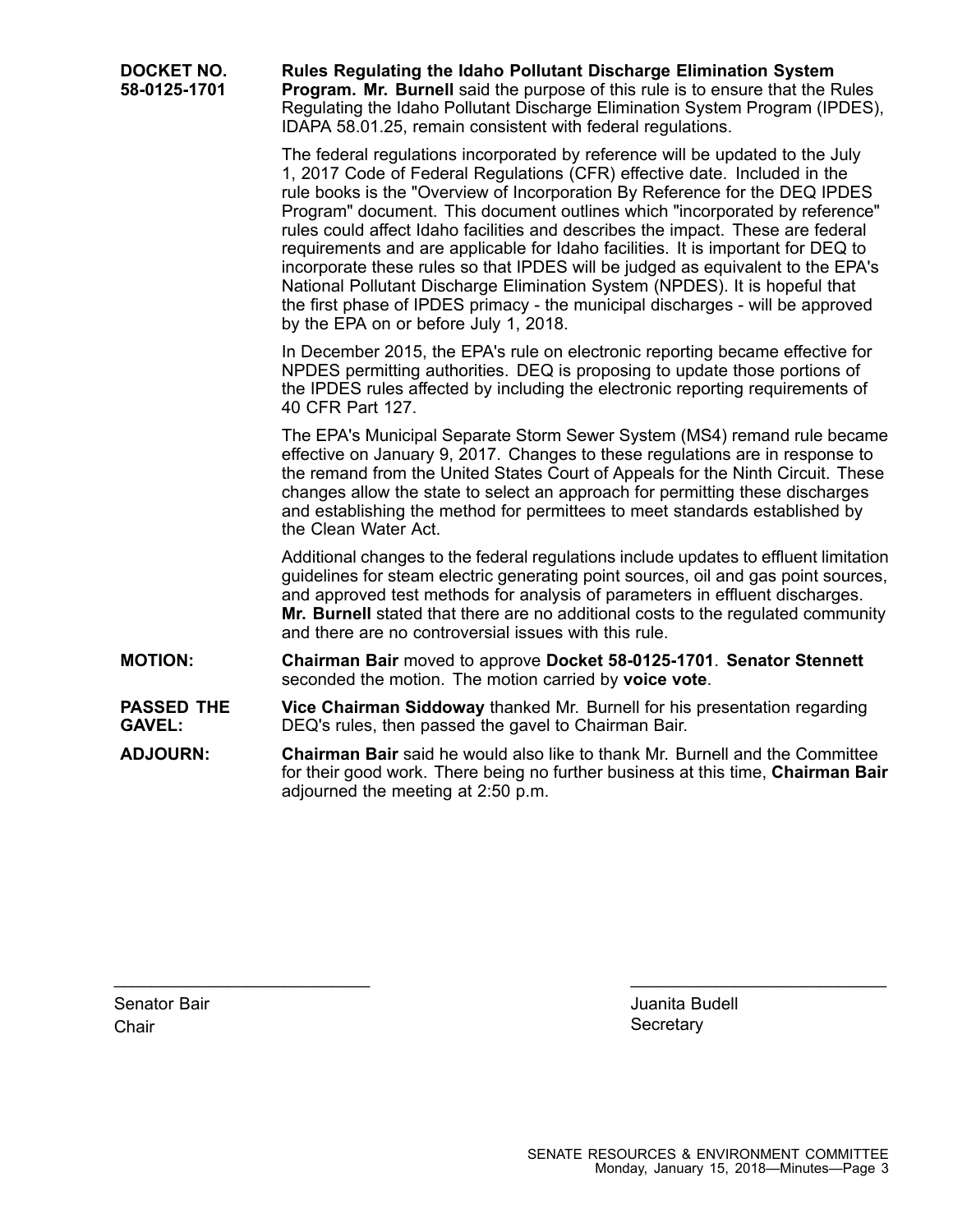**DOCKET NO. 58-0125-1701**

**Rules Regulating the Idaho Pollutant Discharge Elimination System Program. Mr. Burnell** said the purpose of this rule is to ensure that the Rules Regulating the Idaho Pollutant Discharge Elimination System Program (IPDES), IDAPA 58.01.25, remain consistent with federal regulations.

The federal regulations incorporated by reference will be updated to the July 1, 2017 Code of Federal Regulations (CFR) effective date. Included in the rule books is the "Overview of Incorporation By Reference for the DEQ IPDES Program" document. This document outlines which "incorporated by reference" rules could affect Idaho facilities and describes the impact. These are federal requirements and are applicable for Idaho facilities. It is important for DEQ to incorporate these rules so that IPDES will be judged as equivalent to the EPA's National Pollutant Discharge Elimination System (NPDES). It is hopeful that the first phase of IPDES primacy - the municipal discharges - will be approved by the EPA on or before July 1, 2018.

In December 2015, the EPA's rule on electronic reporting became effective for NPDES permitting authorities. DEQ is proposing to update those portions of the IPDES rules affected by including the electronic reporting requirements of 40 CFR Part 127.

The EPA's Municipal Separate Storm Sewer System (MS4) remand rule became effective on January 9, 2017. Changes to these regulations are in response to the remand from the United States Court of Appeals for the Ninth Circuit. These changes allow the state to select an approach for permitting these discharges and establishing the method for permittees to meet standards established by the Clean Water Act.

Additional changes to the federal regulations include updates to effluent limitation guidelines for steam electric generating point sources, oil and gas point sources, and approved test methods for analysis of parameters in effluent discharges. **Mr. Burnell** stated that there are no additional costs to the regulated community and there are no controversial issues with this rule.

**MOTION:** **Chairman Bair** moved to approve **Docket 58-0125-1701**. **Senator Stennett** seconded the motion. The motion carried by **voice vote**.

**PASSED THE GAVEL:** **Vice Chairman Siddoway** thanked Mr. Burnell for his presentation regarding DEQ's rules, then passed the gavel to Chairman Bair.

**ADJOURN:** **Chairman Bair** said he would also like to thank Mr. Burnell and the Committee for their good work. There being no further business at this time, **Chairman Bair** adjourned the meeting at 2:50 p.m.

___________________________
Senator Bair
Chair

___________________________
Juanita Budell
Secretary